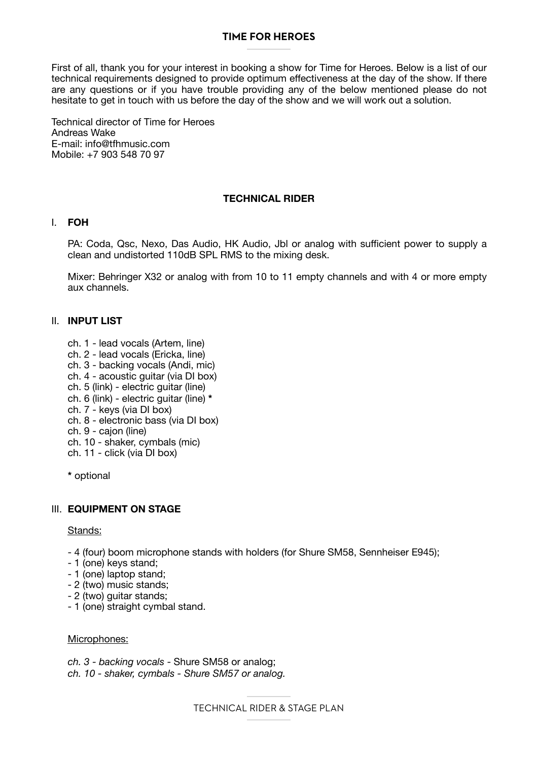# TIME FOR HEROES

First of all, thank you for your interest in booking a show for Time for Heroes. Below is a list of our technical requirements designed to provide optimum effectiveness at the day of the show. If there are any questions or if you have trouble providing any of the below mentioned please do not hesitate to get in touch with us before the day of the show and we will work out a solution.

Technical director of Time for Heroes
Andreas Wake
E-mail: info@tfhmusic.com
Mobile: +7 903 548 70 97

## TECHNICAL RIDER

### I. FOH

PA: Coda, Qsc, Nexo, Das Audio, HK Audio, Jbl or analog with sufficient power to supply a clean and undistorted 110dB SPL RMS to the mixing desk.

Mixer: Behringer X32 or analog with from 10 to 11 empty channels and with 4 or more empty aux channels.

### II. INPUT LIST

ch. 1 - lead vocals (Artem, line)
ch. 2 - lead vocals (Ericka, line)
ch. 3 - backing vocals (Andi, mic)
ch. 4 - acoustic guitar (via DI box)
ch. 5 (link) - electric guitar (line)
ch. 6 (link) - electric guitar (line) **\***
ch. 7 - keys (via DI box)
ch. 8 - electronic bass (via DI box)
ch. 9 - cajon (line)
ch. 10 - shaker, cymbals (mic)
ch. 11 - click (via DI box)

**\*** optional

### III. EQUIPMENT ON STAGE

<u>Stands:</u>

- 4 (four) boom microphone stands with holders (for Shure SM58, Sennheiser E945);
- 1 (one) keys stand;
- 1 (one) laptop stand;
- 2 (two) music stands;
- 2 (two) guitar stands;
- 1 (one) straight cymbal stand.

<u>Microphones:</u>

*ch. 3 - backing vocals* - Shure SM58 or analog;
*ch. 10 - shaker, cymbals - Shure SM57 or analog.*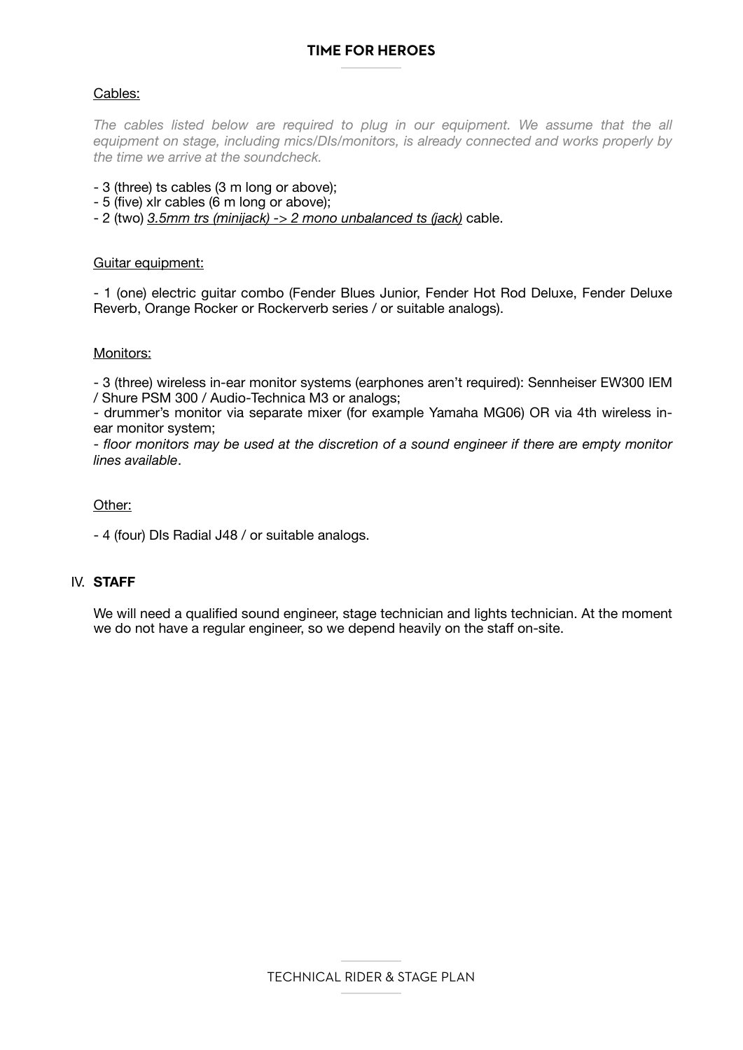Cables:

*The cables listed below are required to plug in our equipment. We assume that the all equipment on stage, including mics/DIs/monitors, is already connected and works properly by the time we arrive at the soundcheck.*

- 3 (three) ts cables (3 m long or above);
- 5 (five) xlr cables (6 m long or above);
- 2 (two) *3.5mm trs (minijack) -> 2 mono unbalanced ts (jack)* cable.

Guitar equipment:

- 1 (one) electric guitar combo (Fender Blues Junior, Fender Hot Rod Deluxe, Fender Deluxe Reverb, Orange Rocker or Rockerverb series / or suitable analogs).

Monitors:

- 3 (three) wireless in-ear monitor systems (earphones aren't required): Sennheiser EW300 IEM / Shure PSM 300 / Audio-Technica M3 or analogs;
- drummer's monitor via separate mixer (for example Yamaha MG06) OR via 4th wireless in-ear monitor system;
- *floor monitors may be used at the discretion of a sound engineer if there are empty monitor lines available*.

Other:

- 4 (four) DIs Radial J48 / or suitable analogs.

## IV. STAFF

We will need a qualified sound engineer, stage technician and lights technician. At the moment we do not have a regular engineer, so we depend heavily on the staff on-site.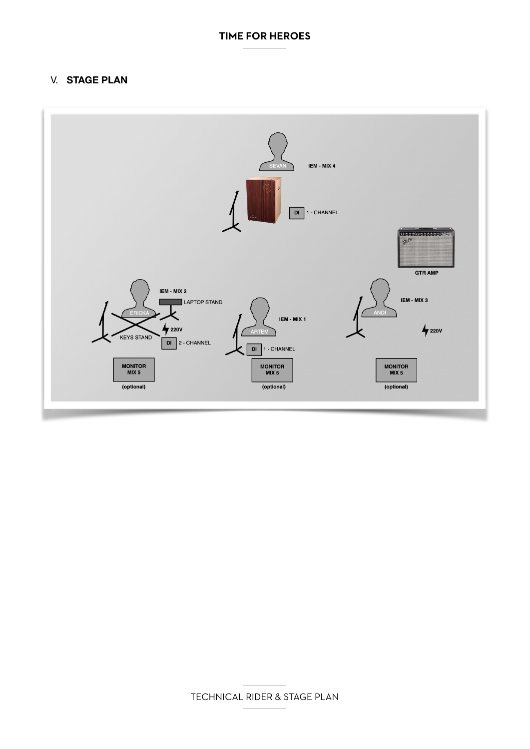## V. **STAGE PLAN**

SEVAN

IEM - MIX 4

DI 1 - CHANNEL

GTR AMP

ERICKA

IEM - MIX 2

LAPTOP STAND

220V

KEYS STAND

DI 2 - CHANNEL

ARTEM

IEM - MIX 1

DI 1 - CHANNEL

ANDI

IEM - MIX 3

220V

MONITOR MIX 5 (optional)

MONITOR MIX 5 (optional)

MONITOR MIX 5 (optional)